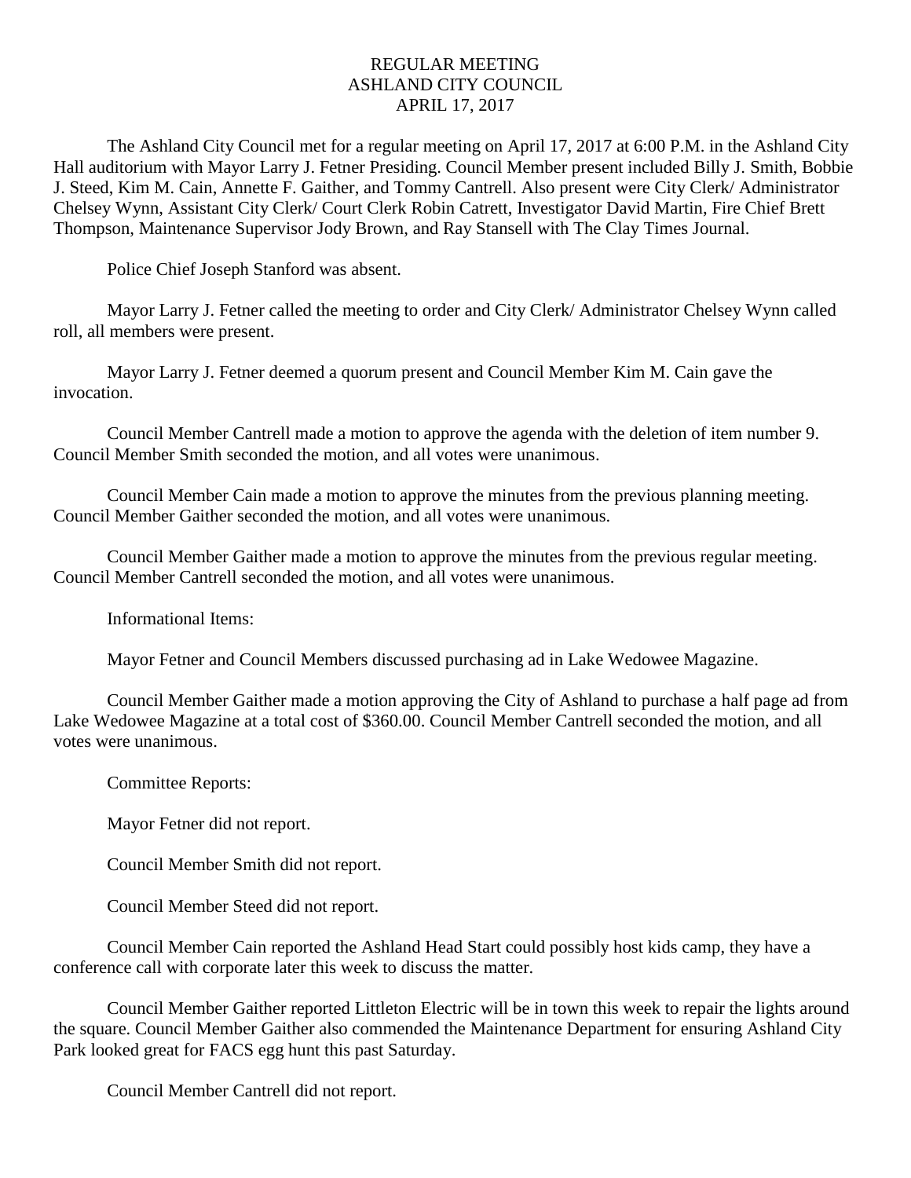# REGULAR MEETING
# ASHLAND CITY COUNCIL
# APRIL 17, 2017

The Ashland City Council met for a regular meeting on April 17, 2017 at 6:00 P.M. in the Ashland City Hall auditorium with Mayor Larry J. Fetner Presiding. Council Member present included Billy J. Smith, Bobbie J. Steed, Kim M. Cain, Annette F. Gaither, and Tommy Cantrell. Also present were City Clerk/ Administrator Chelsey Wynn, Assistant City Clerk/ Court Clerk Robin Catrett, Investigator David Martin, Fire Chief Brett Thompson, Maintenance Supervisor Jody Brown, and Ray Stansell with The Clay Times Journal.

Police Chief Joseph Stanford was absent.

Mayor Larry J. Fetner called the meeting to order and City Clerk/ Administrator Chelsey Wynn called roll, all members were present.

Mayor Larry J. Fetner deemed a quorum present and Council Member Kim M. Cain gave the invocation.

Council Member Cantrell made a motion to approve the agenda with the deletion of item number 9. Council Member Smith seconded the motion, and all votes were unanimous.

Council Member Cain made a motion to approve the minutes from the previous planning meeting. Council Member Gaither seconded the motion, and all votes were unanimous.

Council Member Gaither made a motion to approve the minutes from the previous regular meeting. Council Member Cantrell seconded the motion, and all votes were unanimous.

Informational Items:

Mayor Fetner and Council Members discussed purchasing ad in Lake Wedowee Magazine.

Council Member Gaither made a motion approving the City of Ashland to purchase a half page ad from Lake Wedowee Magazine at a total cost of $360.00. Council Member Cantrell seconded the motion, and all votes were unanimous.

Committee Reports:

Mayor Fetner did not report.

Council Member Smith did not report.

Council Member Steed did not report.

Council Member Cain reported the Ashland Head Start could possibly host kids camp, they have a conference call with corporate later this week to discuss the matter.

Council Member Gaither reported Littleton Electric will be in town this week to repair the lights around the square. Council Member Gaither also commended the Maintenance Department for ensuring Ashland City Park looked great for FACS egg hunt this past Saturday.

Council Member Cantrell did not report.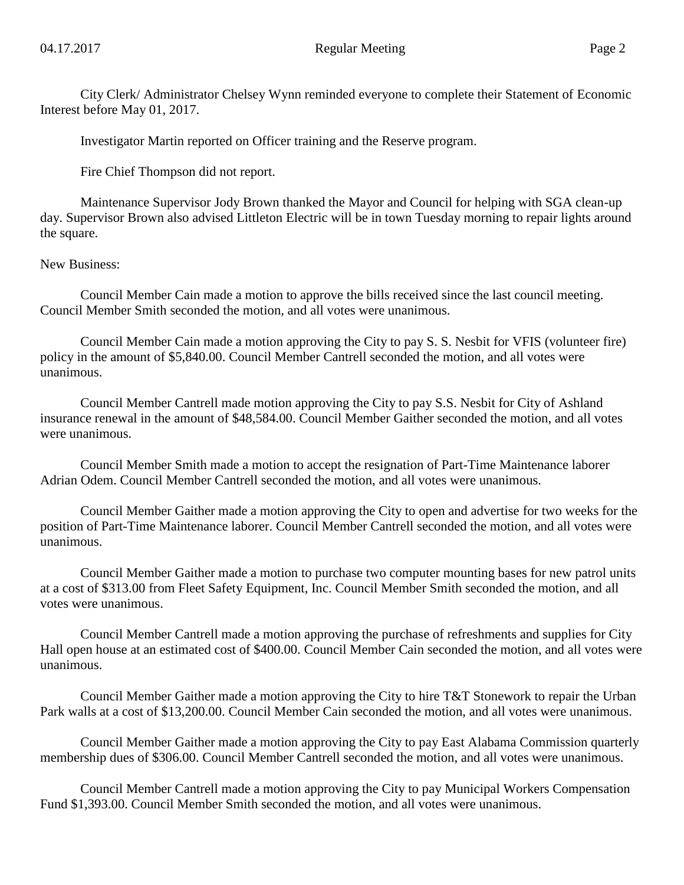City Clerk/ Administrator Chelsey Wynn reminded everyone to complete their Statement of Economic Interest before May 01, 2017.

Investigator Martin reported on Officer training and the Reserve program.

Fire Chief Thompson did not report.

Maintenance Supervisor Jody Brown thanked the Mayor and Council for helping with SGA clean-up day. Supervisor Brown also advised Littleton Electric will be in town Tuesday morning to repair lights around the square.

New Business:

Council Member Cain made a motion to approve the bills received since the last council meeting. Council Member Smith seconded the motion, and all votes were unanimous.

Council Member Cain made a motion approving the City to pay S. S. Nesbit for VFIS (volunteer fire) policy in the amount of $5,840.00. Council Member Cantrell seconded the motion, and all votes were unanimous.

Council Member Cantrell made motion approving the City to pay S.S. Nesbit for City of Ashland insurance renewal in the amount of $48,584.00. Council Member Gaither seconded the motion, and all votes were unanimous.

Council Member Smith made a motion to accept the resignation of Part-Time Maintenance laborer Adrian Odem. Council Member Cantrell seconded the motion, and all votes were unanimous.

Council Member Gaither made a motion approving the City to open and advertise for two weeks for the position of Part-Time Maintenance laborer. Council Member Cantrell seconded the motion, and all votes were unanimous.

Council Member Gaither made a motion to purchase two computer mounting bases for new patrol units at a cost of $313.00 from Fleet Safety Equipment, Inc. Council Member Smith seconded the motion, and all votes were unanimous.

Council Member Cantrell made a motion approving the purchase of refreshments and supplies for City Hall open house at an estimated cost of $400.00. Council Member Cain seconded the motion, and all votes were unanimous.

Council Member Gaither made a motion approving the City to hire T&T Stonework to repair the Urban Park walls at a cost of $13,200.00. Council Member Cain seconded the motion, and all votes were unanimous.

Council Member Gaither made a motion approving the City to pay East Alabama Commission quarterly membership dues of $306.00. Council Member Cantrell seconded the motion, and all votes were unanimous.

Council Member Cantrell made a motion approving the City to pay Municipal Workers Compensation Fund $1,393.00. Council Member Smith seconded the motion, and all votes were unanimous.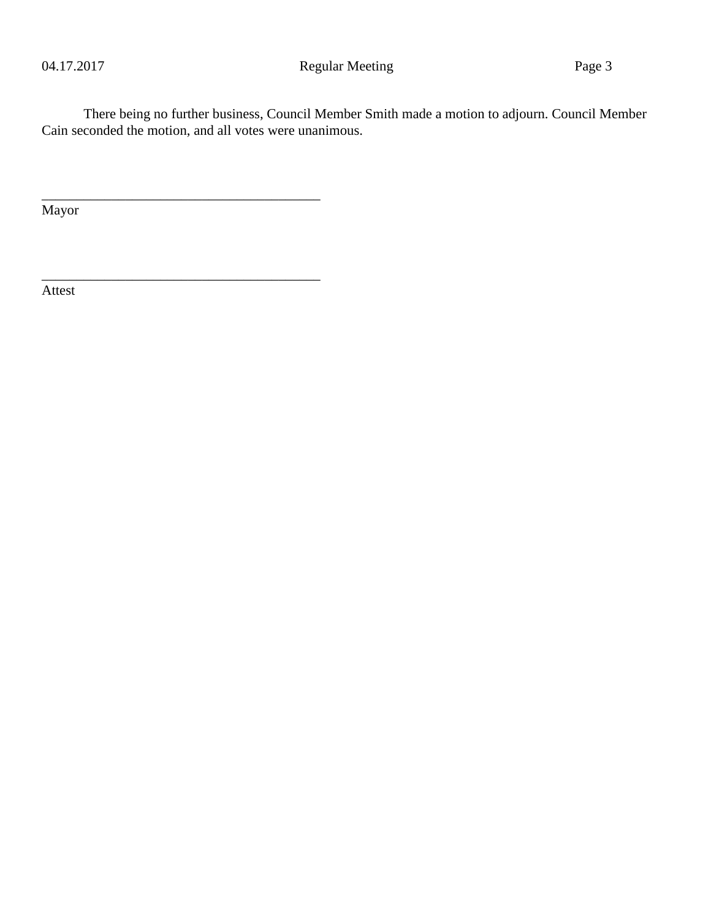There being no further business, Council Member Smith made a motion to adjourn. Council Member Cain seconded the motion, and all votes were unanimous.

\_\_\_\_\_\_\_\_\_\_\_\_\_\_\_\_\_\_\_\_\_\_\_\_\_\_\_\_\_\_\_\_\_\_\_\_\_\_\_\_

Mayor

\_\_\_\_\_\_\_\_\_\_\_\_\_\_\_\_\_\_\_\_\_\_\_\_\_\_\_\_\_\_\_\_\_\_\_\_\_\_\_\_

Attest